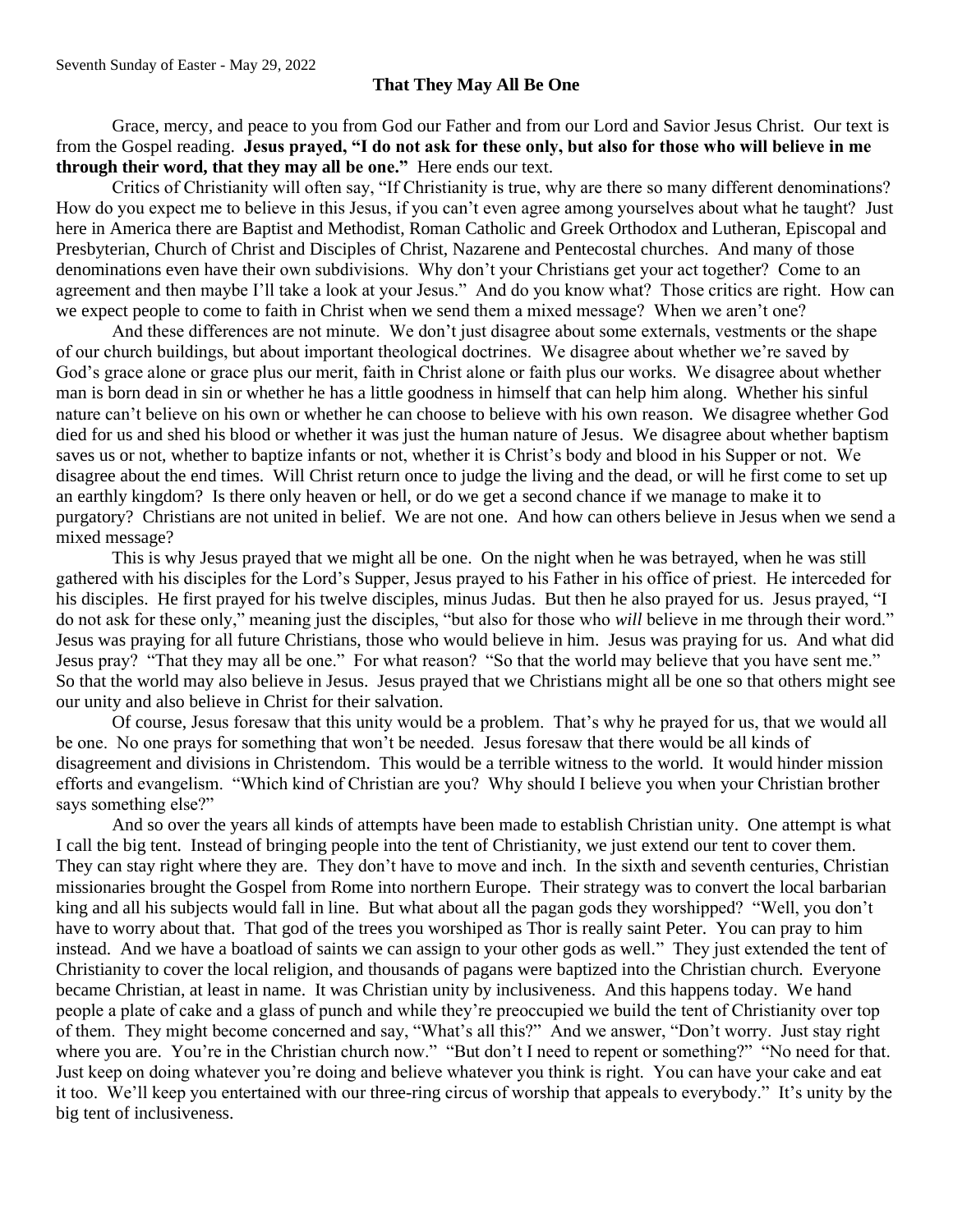Seventh Sunday of Easter - May 29, 2022

## That They May All Be One

Grace, mercy, and peace to you from God our Father and from our Lord and Savior Jesus Christ. Our text is from the Gospel reading. **Jesus prayed, "I do not ask for these only, but also for those who will believe in me through their word, that they may all be one."** Here ends our text.

Critics of Christianity will often say, "If Christianity is true, why are there so many different denominations? How do you expect me to believe in this Jesus, if you can't even agree among yourselves about what he taught? Just here in America there are Baptist and Methodist, Roman Catholic and Greek Orthodox and Lutheran, Episcopal and Presbyterian, Church of Christ and Disciples of Christ, Nazarene and Pentecostal churches. And many of those denominations even have their own subdivisions. Why don't your Christians get your act together? Come to an agreement and then maybe I'll take a look at your Jesus." And do you know what? Those critics are right. How can we expect people to come to faith in Christ when we send them a mixed message? When we aren't one?

And these differences are not minute. We don't just disagree about some externals, vestments or the shape of our church buildings, but about important theological doctrines. We disagree about whether we're saved by God's grace alone or grace plus our merit, faith in Christ alone or faith plus our works. We disagree about whether man is born dead in sin or whether he has a little goodness in himself that can help him along. Whether his sinful nature can't believe on his own or whether he can choose to believe with his own reason. We disagree whether God died for us and shed his blood or whether it was just the human nature of Jesus. We disagree about whether baptism saves us or not, whether to baptize infants or not, whether it is Christ's body and blood in his Supper or not. We disagree about the end times. Will Christ return once to judge the living and the dead, or will he first come to set up an earthly kingdom? Is there only heaven or hell, or do we get a second chance if we manage to make it to purgatory? Christians are not united in belief. We are not one. And how can others believe in Jesus when we send a mixed message?

This is why Jesus prayed that we might all be one. On the night when he was betrayed, when he was still gathered with his disciples for the Lord's Supper, Jesus prayed to his Father in his office of priest. He interceded for his disciples. He first prayed for his twelve disciples, minus Judas. But then he also prayed for us. Jesus prayed, "I do not ask for these only," meaning just the disciples, "but also for those who *will* believe in me through their word." Jesus was praying for all future Christians, those who would believe in him. Jesus was praying for us. And what did Jesus pray? "That they may all be one." For what reason? "So that the world may believe that you have sent me." So that the world may also believe in Jesus. Jesus prayed that we Christians might all be one so that others might see our unity and also believe in Christ for their salvation.

Of course, Jesus foresaw that this unity would be a problem. That's why he prayed for us, that we would all be one. No one prays for something that won't be needed. Jesus foresaw that there would be all kinds of disagreement and divisions in Christendom. This would be a terrible witness to the world. It would hinder mission efforts and evangelism. "Which kind of Christian are you? Why should I believe you when your Christian brother says something else?"

And so over the years all kinds of attempts have been made to establish Christian unity. One attempt is what I call the big tent. Instead of bringing people into the tent of Christianity, we just extend our tent to cover them. They can stay right where they are. They don't have to move and inch. In the sixth and seventh centuries, Christian missionaries brought the Gospel from Rome into northern Europe. Their strategy was to convert the local barbarian king and all his subjects would fall in line. But what about all the pagan gods they worshipped? "Well, you don't have to worry about that. That god of the trees you worshiped as Thor is really saint Peter. You can pray to him instead. And we have a boatload of saints we can assign to your other gods as well." They just extended the tent of Christianity to cover the local religion, and thousands of pagans were baptized into the Christian church. Everyone became Christian, at least in name. It was Christian unity by inclusiveness. And this happens today. We hand people a plate of cake and a glass of punch and while they're preoccupied we build the tent of Christianity over top of them. They might become concerned and say, "What's all this?" And we answer, "Don't worry. Just stay right where you are. You're in the Christian church now." "But don't I need to repent or something?" "No need for that. Just keep on doing whatever you're doing and believe whatever you think is right. You can have your cake and eat it too. We'll keep you entertained with our three-ring circus of worship that appeals to everybody." It's unity by the big tent of inclusiveness.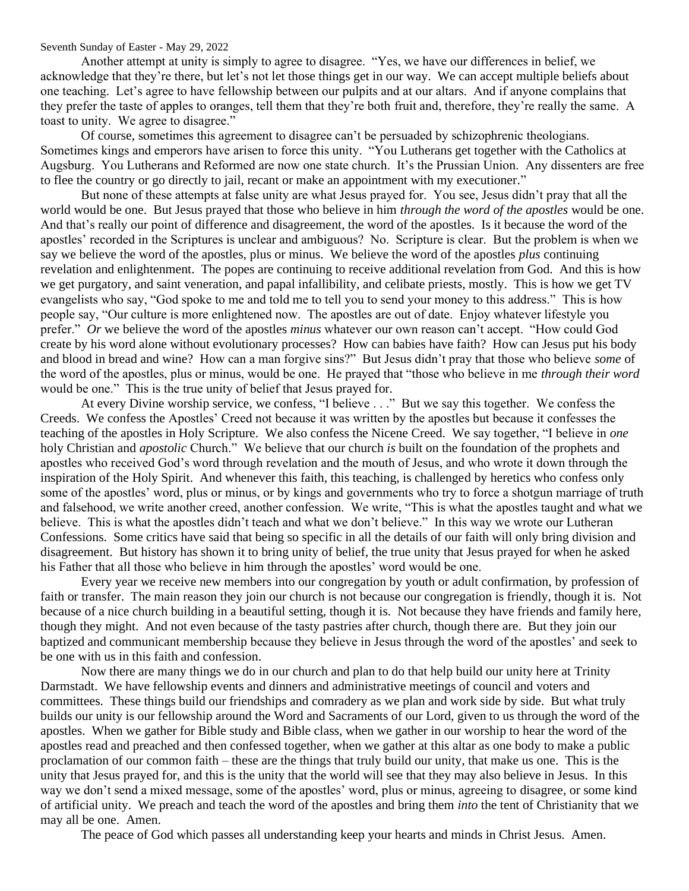Seventh Sunday of Easter - May 29, 2022

Another attempt at unity is simply to agree to disagree. "Yes, we have our differences in belief, we acknowledge that they're there, but let's not let those things get in our way. We can accept multiple beliefs about one teaching. Let's agree to have fellowship between our pulpits and at our altars. And if anyone complains that they prefer the taste of apples to oranges, tell them that they're both fruit and, therefore, they're really the same. A toast to unity. We agree to disagree."

Of course, sometimes this agreement to disagree can't be persuaded by schizophrenic theologians. Sometimes kings and emperors have arisen to force this unity. "You Lutherans get together with the Catholics at Augsburg. You Lutherans and Reformed are now one state church. It's the Prussian Union. Any dissenters are free to flee the country or go directly to jail, recant or make an appointment with my executioner."

But none of these attempts at false unity are what Jesus prayed for. You see, Jesus didn't pray that all the world would be one. But Jesus prayed that those who believe in him *through the word of the apostles* would be one. And that's really our point of difference and disagreement, the word of the apostles. Is it because the word of the apostles' recorded in the Scriptures is unclear and ambiguous? No. Scripture is clear. But the problem is when we say we believe the word of the apostles, plus or minus. We believe the word of the apostles *plus* continuing revelation and enlightenment. The popes are continuing to receive additional revelation from God. And this is how we get purgatory, and saint veneration, and papal infallibility, and celibate priests, mostly. This is how we get TV evangelists who say, "God spoke to me and told me to tell you to send your money to this address." This is how people say, "Our culture is more enlightened now. The apostles are out of date. Enjoy whatever lifestyle you prefer." *Or* we believe the word of the apostles *minus* whatever our own reason can't accept. "How could God create by his word alone without evolutionary processes? How can babies have faith? How can Jesus put his body and blood in bread and wine? How can a man forgive sins?" But Jesus didn't pray that those who believe *some* of the word of the apostles, plus or minus, would be one. He prayed that "those who believe in me *through their word* would be one." This is the true unity of belief that Jesus prayed for.

At every Divine worship service, we confess, "I believe . . ." But we say this together. We confess the Creeds. We confess the Apostles' Creed not because it was written by the apostles but because it confesses the teaching of the apostles in Holy Scripture. We also confess the Nicene Creed. We say together, "I believe in *one* holy Christian and *apostolic* Church." We believe that our church *is* built on the foundation of the prophets and apostles who received God's word through revelation and the mouth of Jesus, and who wrote it down through the inspiration of the Holy Spirit. And whenever this faith, this teaching, is challenged by heretics who confess only some of the apostles' word, plus or minus, or by kings and governments who try to force a shotgun marriage of truth and falsehood, we write another creed, another confession. We write, "This is what the apostles taught and what we believe. This is what the apostles didn't teach and what we don't believe." In this way we wrote our Lutheran Confessions. Some critics have said that being so specific in all the details of our faith will only bring division and disagreement. But history has shown it to bring unity of belief, the true unity that Jesus prayed for when he asked his Father that all those who believe in him through the apostles' word would be one.

Every year we receive new members into our congregation by youth or adult confirmation, by profession of faith or transfer. The main reason they join our church is not because our congregation is friendly, though it is. Not because of a nice church building in a beautiful setting, though it is. Not because they have friends and family here, though they might. And not even because of the tasty pastries after church, though there are. But they join our baptized and communicant membership because they believe in Jesus through the word of the apostles' and seek to be one with us in this faith and confession.

Now there are many things we do in our church and plan to do that help build our unity here at Trinity Darmstadt. We have fellowship events and dinners and administrative meetings of council and voters and committees. These things build our friendships and comradery as we plan and work side by side. But what truly builds our unity is our fellowship around the Word and Sacraments of our Lord, given to us through the word of the apostles. When we gather for Bible study and Bible class, when we gather in our worship to hear the word of the apostles read and preached and then confessed together, when we gather at this altar as one body to make a public proclamation of our common faith – these are the things that truly build our unity, that make us one. This is the unity that Jesus prayed for, and this is the unity that the world will see that they may also believe in Jesus. In this way we don't send a mixed message, some of the apostles' word, plus or minus, agreeing to disagree, or some kind of artificial unity. We preach and teach the word of the apostles and bring them *into* the tent of Christianity that we may all be one. Amen.

The peace of God which passes all understanding keep your hearts and minds in Christ Jesus. Amen.